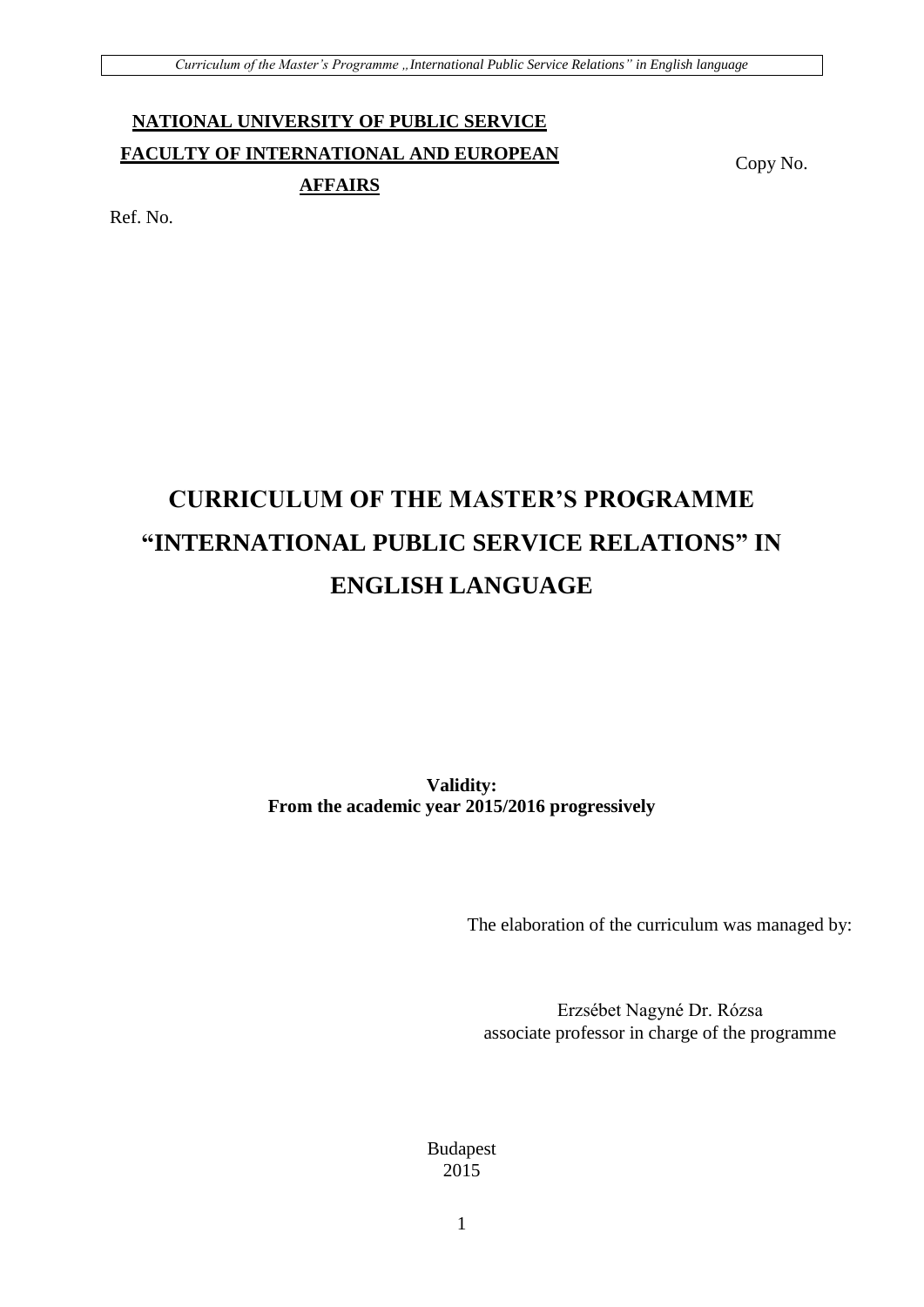**NATIONAL UNIVERSITY OF PUBLIC SERVICE**

**FACULTY OF INTERNATIONAL AND EUROPEAN AFFAIRS**

Copy No.

Ref. No.

# CURRICULUM OF THE MASTER'S PROGRAMME "INTERNATIONAL PUBLIC SERVICE RELATIONS" IN ENGLISH LANGUAGE

**Validity:**
**From the academic year 2015/2016 progressively**

The elaboration of the curriculum was managed by:

Erzsébet Nagyné Dr. Rózsa
associate professor in charge of the programme

Budapest
2015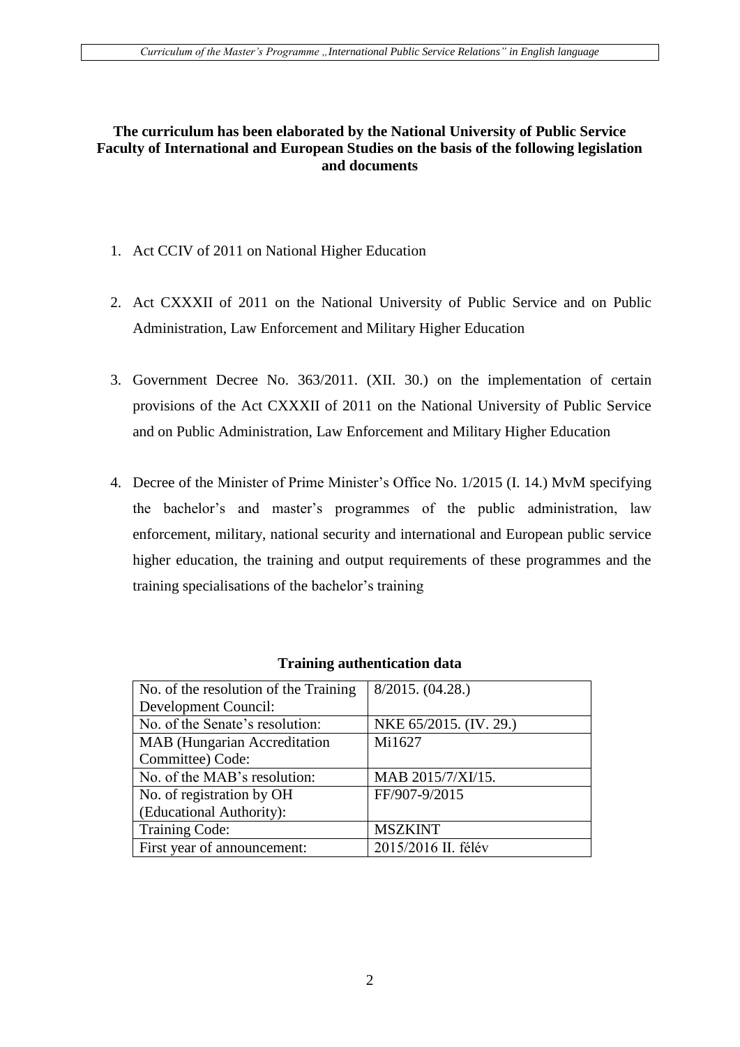**The curriculum has been elaborated by the National University of Public Service Faculty of International and European Studies on the basis of the following legislation and documents**

1. Act CCIV of 2011 on National Higher Education
2. Act CXXXII of 2011 on the National University of Public Service and on Public Administration, Law Enforcement and Military Higher Education
3. Government Decree No. 363/2011. (XII. 30.) on the implementation of certain provisions of the Act CXXXII of 2011 on the National University of Public Service and on Public Administration, Law Enforcement and Military Higher Education
4. Decree of the Minister of Prime Minister's Office No. 1/2015 (I. 14.) MvM specifying the bachelor's and master's programmes of the public administration, law enforcement, military, national security and international and European public service higher education, the training and output requirements of these programmes and the training specialisations of the bachelor's training

**Training authentication data**

| | |
|---|---|
| No. of the resolution of the Training Development Council: | 8/2015. (04.28.) |
| No. of the Senate's resolution: | NKE 65/2015. (IV. 29.) |
| MAB (Hungarian Accreditation Committee) Code: | Mi1627 |
| No. of the MAB's resolution: | MAB 2015/7/XI/15. |
| No. of registration by OH (Educational Authority): | FF/907-9/2015 |
| Training Code: | MSZKINT |
| First year of announcement: | 2015/2016 II. félév |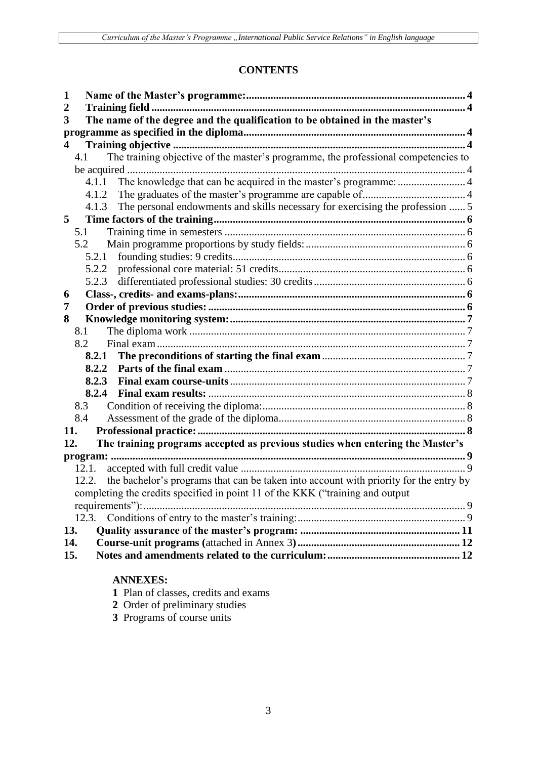# CONTENTS

**1 Name of the Master's programme: 4**
**2 Training field 4**
**3 The name of the degree and the qualification to be obtained in the master's programme as specified in the diploma 4**
**4 Training objective 4**
- 4.1 The training objective of the master's programme, the professional competencies to be acquired 4
  - 4.1.1 The knowledge that can be acquired in the master's programme: 4
  - 4.1.2 The graduates of the master's programme are capable of 4
  - 4.1.3 The personal endowments and skills necessary for exercising the profession 5

**5 Time factors of the training 6**
- 5.1 Training time in semesters 6
- 5.2 Main programme proportions by study fields: 6
  - 5.2.1 founding studies: 9 credits 6
  - 5.2.2 professional core material: 51 credits 6
  - 5.2.3 differentiated professional studies: 30 credits 6

**6 Class-, credits- and exams-plans: 6**
**7 Order of previous studies: 6**
**8 Knowledge monitoring system: 7**
- 8.1 The diploma work 7
- 8.2 Final exam 7
  - **8.2.1 The preconditions of starting the final exam 7**
  - **8.2.2 Parts of the final exam 7**
  - **8.2.3 Final exam course-units 7**
  - **8.2.4 Final exam results: 8**
- 8.3 Condition of receiving the diploma: 8
- 8.4 Assessment of the grade of the diploma 8

**11. Professional practice: 8**
**12. The training programs accepted as previous studies when entering the Master's program: 9**
- 12.1. accepted with full credit value 9
- 12.2. the bachelor's programs that can be taken into account with priority for the entry by completing the credits specified in point 11 of the KKK ("training and output requirements"): 9
- 12.3. Conditions of entry to the master's training: 9

**13. Quality assurance of the master's program: 11**
**14. Course-unit programs (**attached in Annex 3**) 12**
**15. Notes and amendments related to the curriculum: 12**

**ANNEXES:**

**1** Plan of classes, credits and exams
**2** Order of preliminary studies
**3** Programs of course units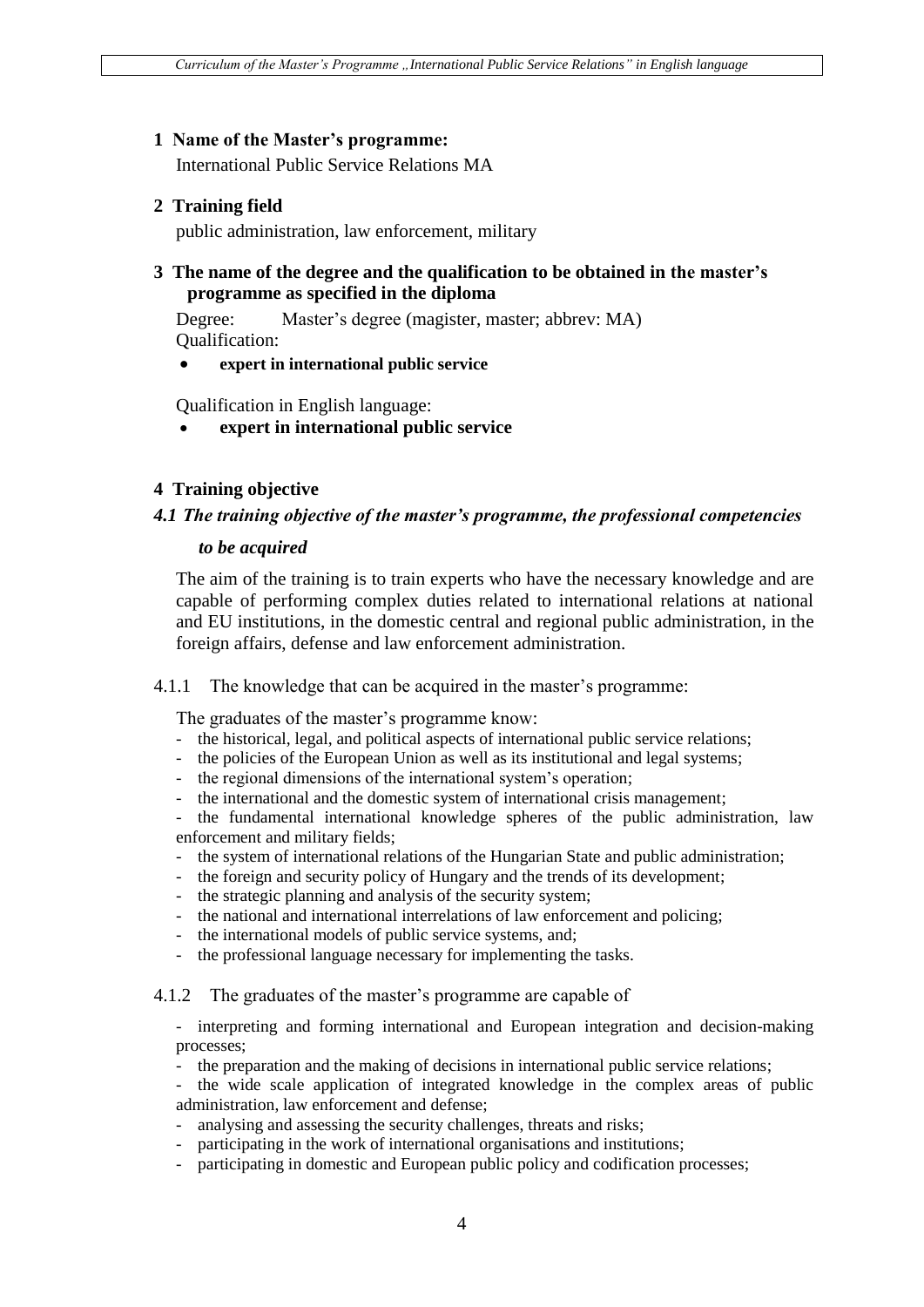## 1 Name of the Master's programme:

International Public Service Relations MA

## 2 Training field

public administration, law enforcement, military

## 3 The name of the degree and the qualification to be obtained in the master's programme as specified in the diploma

Degree: Master's degree (magister, master; abbrev: MA)
Qualification:

- **expert in international public service**

Qualification in English language:

- **expert in international public service**

## 4 Training objective

### *4.1 The training objective of the master's programme, the professional competencies to be acquired*

The aim of the training is to train experts who have the necessary knowledge and are capable of performing complex duties related to international relations at national and EU institutions, in the domestic central and regional public administration, in the foreign affairs, defense and law enforcement administration.

4.1.1 The knowledge that can be acquired in the master's programme:

The graduates of the master's programme know:

- the historical, legal, and political aspects of international public service relations;
- the policies of the European Union as well as its institutional and legal systems;
- the regional dimensions of the international system's operation;
- the international and the domestic system of international crisis management;
- the fundamental international knowledge spheres of the public administration, law enforcement and military fields;
- the system of international relations of the Hungarian State and public administration;
- the foreign and security policy of Hungary and the trends of its development;
- the strategic planning and analysis of the security system;
- the national and international interrelations of law enforcement and policing;
- the international models of public service systems, and;
- the professional language necessary for implementing the tasks.

4.1.2 The graduates of the master's programme are capable of

- interpreting and forming international and European integration and decision-making processes;
- the preparation and the making of decisions in international public service relations;
- the wide scale application of integrated knowledge in the complex areas of public administration, law enforcement and defense;
- analysing and assessing the security challenges, threats and risks;
- participating in the work of international organisations and institutions;
- participating in domestic and European public policy and codification processes;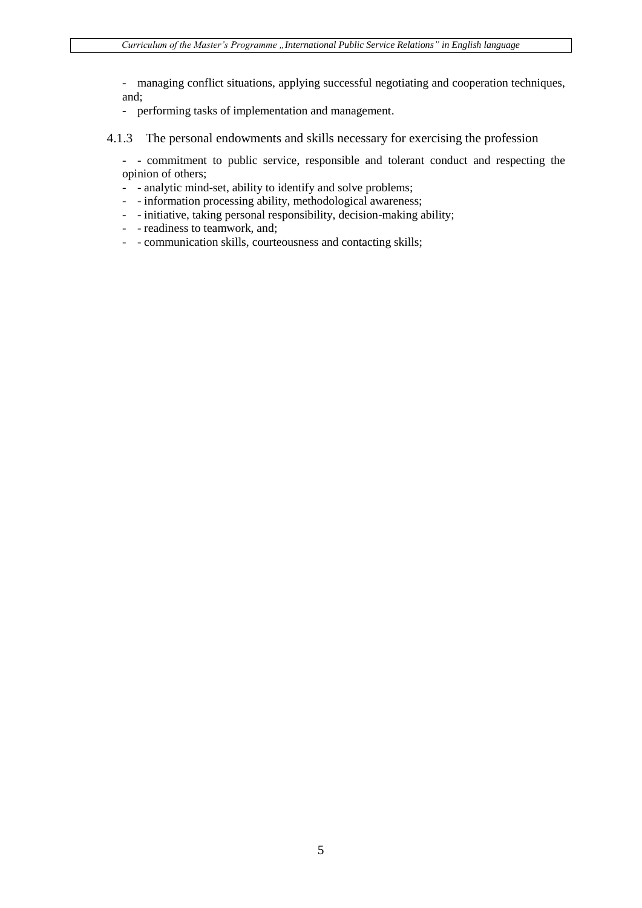- managing conflict situations, applying successful negotiating and cooperation techniques, and;
- performing tasks of implementation and management.

### 4.1.3 The personal endowments and skills necessary for exercising the profession

- - commitment to public service, responsible and tolerant conduct and respecting the opinion of others;
- - analytic mind-set, ability to identify and solve problems;
- - information processing ability, methodological awareness;
- - initiative, taking personal responsibility, decision-making ability;
- - readiness to teamwork, and;
- - communication skills, courteousness and contacting skills;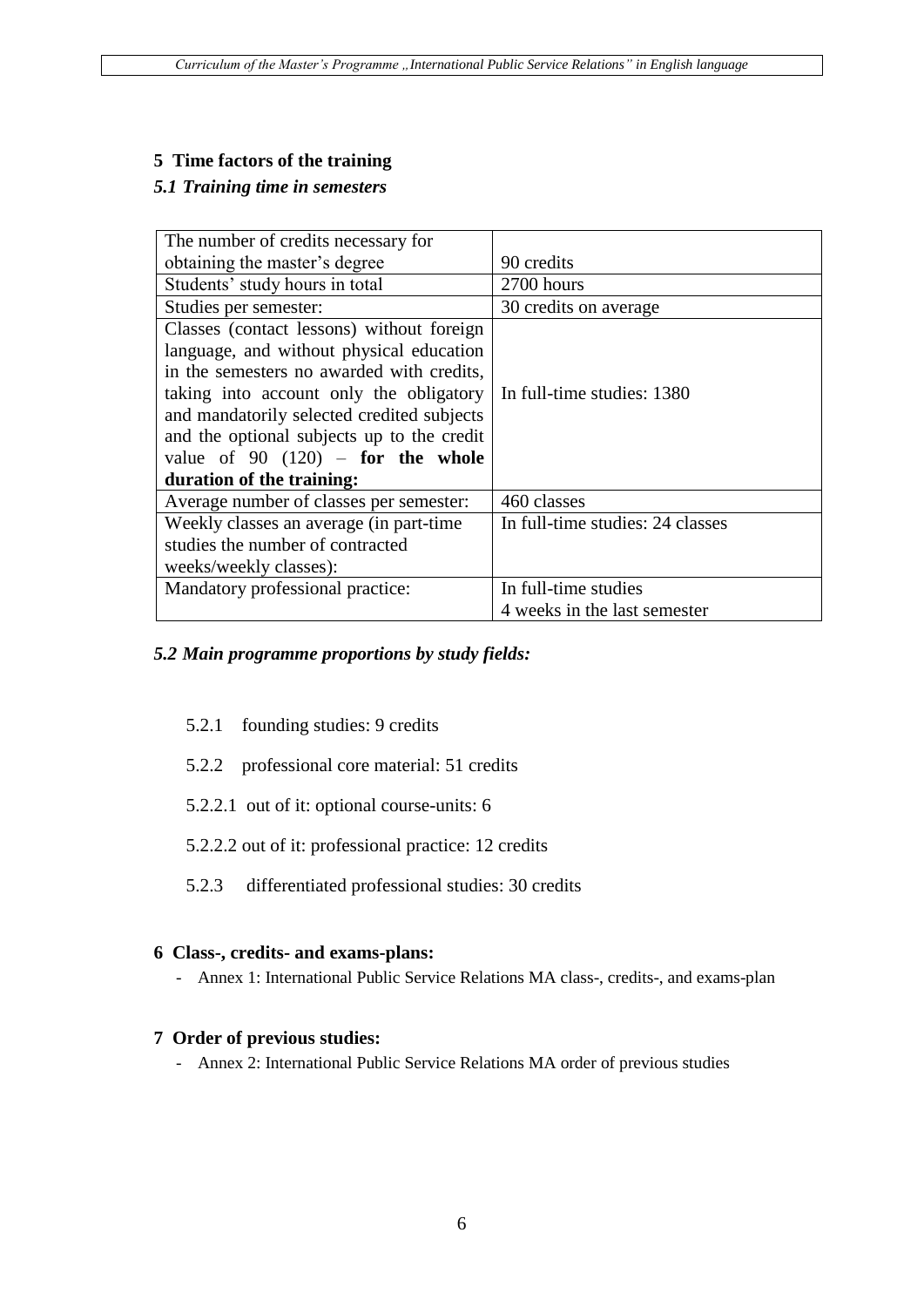## 5 Time factors of the training

### *5.1 Training time in semesters*

| | |
|---|---|
| The number of credits necessary for obtaining the master's degree | 90 credits |
| Students' study hours in total | 2700 hours |
| Studies per semester: | 30 credits on average |
| Classes (contact lessons) without foreign language, and without physical education in the semesters no awarded with credits, taking into account only the obligatory and mandatorily selected credited subjects and the optional subjects up to the credit value of 90 (120) – **for the whole duration of the training:** | In full-time studies: 1380 |
| Average number of classes per semester: | 460 classes |
| Weekly classes an average (in part-time studies the number of contracted weeks/weekly classes): | In full-time studies: 24 classes |
| Mandatory professional practice: | In full-time studies<br>4 weeks in the last semester |

### *5.2 Main programme proportions by study fields:*

5.2.1 founding studies: 9 credits

5.2.2 professional core material: 51 credits

5.2.2.1 out of it: optional course-units: 6

5.2.2.2 out of it: professional practice: 12 credits

5.2.3 differentiated professional studies: 30 credits

## 6 Class-, credits- and exams-plans:

- Annex 1: International Public Service Relations MA class-, credits-, and exams-plan

## 7 Order of previous studies:

- Annex 2: International Public Service Relations MA order of previous studies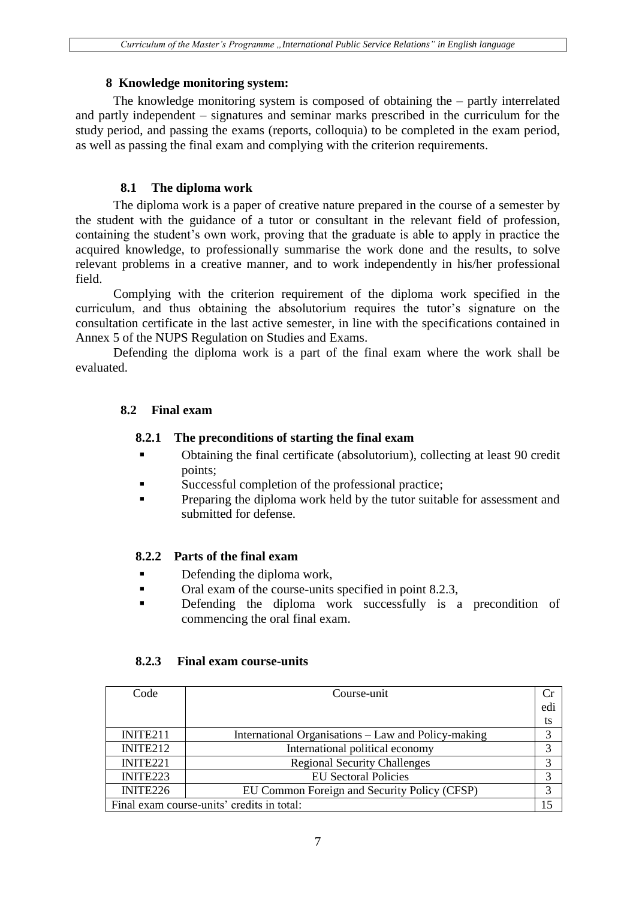## 8 Knowledge monitoring system:

The knowledge monitoring system is composed of obtaining the – partly interrelated and partly independent – signatures and seminar marks prescribed in the curriculum for the study period, and passing the exams (reports, colloquia) to be completed in the exam period, as well as passing the final exam and complying with the criterion requirements.

### 8.1 The diploma work

The diploma work is a paper of creative nature prepared in the course of a semester by the student with the guidance of a tutor or consultant in the relevant field of profession, containing the student's own work, proving that the graduate is able to apply in practice the acquired knowledge, to professionally summarise the work done and the results, to solve relevant problems in a creative manner, and to work independently in his/her professional field.

Complying with the criterion requirement of the diploma work specified in the curriculum, and thus obtaining the absolutorium requires the tutor's signature on the consultation certificate in the last active semester, in line with the specifications contained in Annex 5 of the NUPS Regulation on Studies and Exams.

Defending the diploma work is a part of the final exam where the work shall be evaluated.

### 8.2 Final exam

#### 8.2.1 The preconditions of starting the final exam

- Obtaining the final certificate (absolutorium), collecting at least 90 credit points;
- Successful completion of the professional practice;
- Preparing the diploma work held by the tutor suitable for assessment and submitted for defense.

#### 8.2.2 Parts of the final exam

- Defending the diploma work,
- Oral exam of the course-units specified in point 8.2.3,
- Defending the diploma work successfully is a precondition of commencing the oral final exam.

#### 8.2.3 Final exam course-units

| Code | Course-unit | Credits |
|---|---|---|
| INITE211 | International Organisations – Law and Policy-making | 3 |
| INITE212 | International political economy | 3 |
| INITE221 | Regional Security Challenges | 3 |
| INITE223 | EU Sectoral Policies | 3 |
| INITE226 | EU Common Foreign and Security Policy (CFSP) | 3 |
| Final exam course-units' credits in total: | | 15 |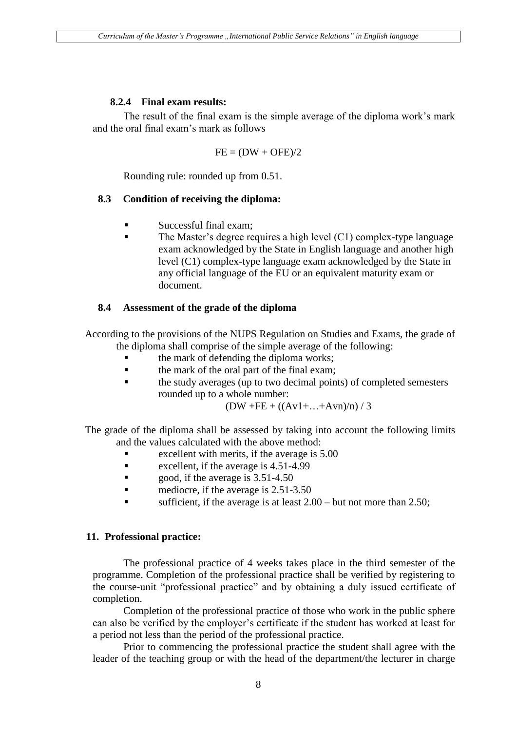### 8.2.4 Final exam results:

The result of the final exam is the simple average of the diploma work's mark and the oral final exam's mark as follows

$$FE = (DW + OFE)/2$$

Rounding rule: rounded up from 0.51.

### 8.3 Condition of receiving the diploma:

- Successful final exam;
- The Master's degree requires a high level (C1) complex-type language exam acknowledged by the State in English language and another high level (C1) complex-type language exam acknowledged by the State in any official language of the EU or an equivalent maturity exam or document.

### 8.4 Assessment of the grade of the diploma

According to the provisions of the NUPS Regulation on Studies and Exams, the grade of the diploma shall comprise of the simple average of the following:

- the mark of defending the diploma works;
- the mark of the oral part of the final exam;
- the study averages (up to two decimal points) of completed semesters rounded up to a whole number:

$$(DW + FE + ((Av1+\ldots+Avn)/n) / 3$$

The grade of the diploma shall be assessed by taking into account the following limits and the values calculated with the above method:

- excellent with merits, if the average is 5.00
- excellent, if the average is 4.51-4.99
- good, if the average is 3.51-4.50
- mediocre, if the average is 2.51-3.50
- sufficient, if the average is at least 2.00 – but not more than 2.50;

## 11. Professional practice:

The professional practice of 4 weeks takes place in the third semester of the programme. Completion of the professional practice shall be verified by registering to the course-unit "professional practice" and by obtaining a duly issued certificate of completion.

Completion of the professional practice of those who work in the public sphere can also be verified by the employer's certificate if the student has worked at least for a period not less than the period of the professional practice.

Prior to commencing the professional practice the student shall agree with the leader of the teaching group or with the head of the department/the lecturer in charge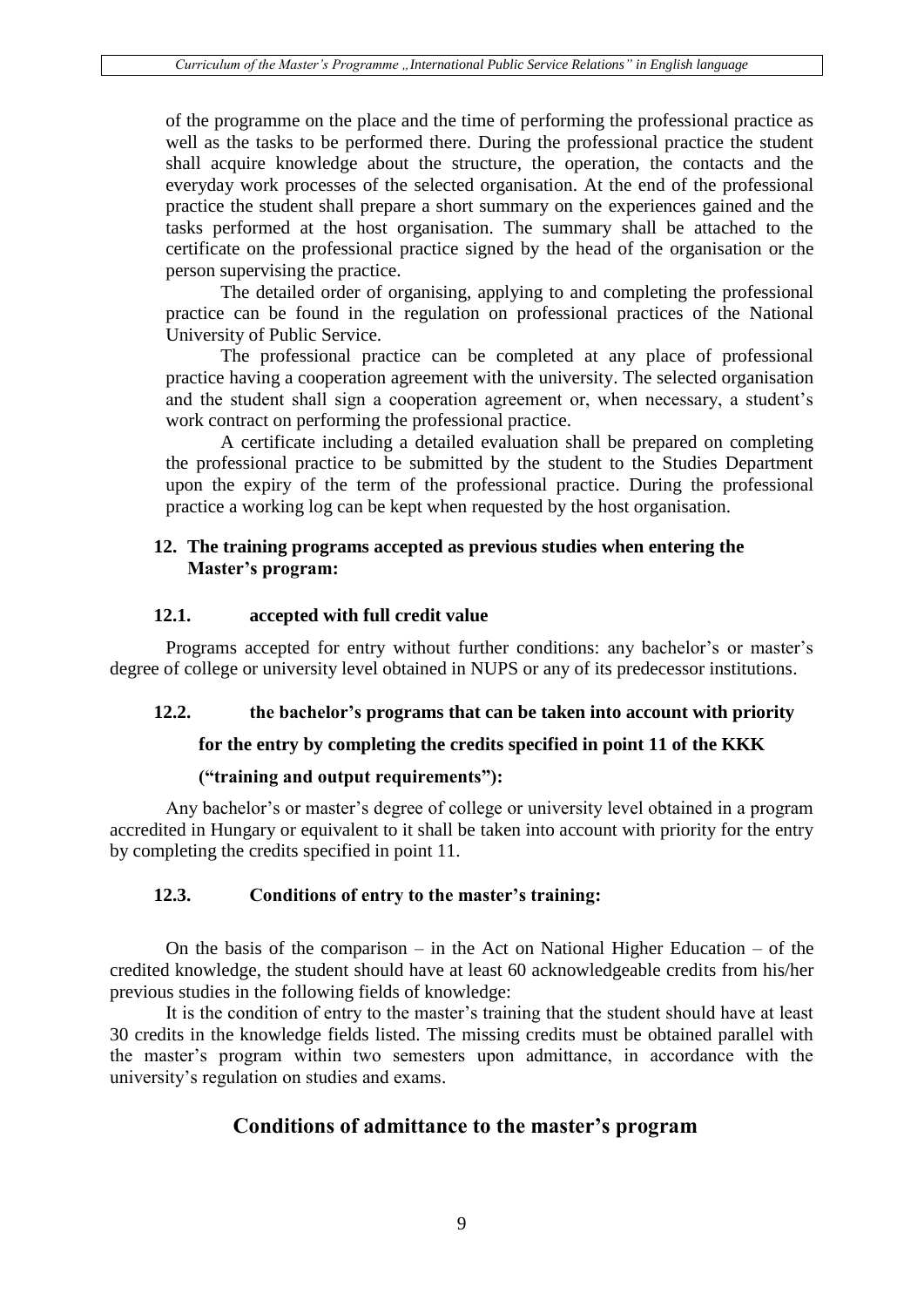of the programme on the place and the time of performing the professional practice as well as the tasks to be performed there. During the professional practice the student shall acquire knowledge about the structure, the operation, the contacts and the everyday work processes of the selected organisation. At the end of the professional practice the student shall prepare a short summary on the experiences gained and the tasks performed at the host organisation. The summary shall be attached to the certificate on the professional practice signed by the head of the organisation or the person supervising the practice.

The detailed order of organising, applying to and completing the professional practice can be found in the regulation on professional practices of the National University of Public Service.

The professional practice can be completed at any place of professional practice having a cooperation agreement with the university. The selected organisation and the student shall sign a cooperation agreement or, when necessary, a student's work contract on performing the professional practice.

A certificate including a detailed evaluation shall be prepared on completing the professional practice to be submitted by the student to the Studies Department upon the expiry of the term of the professional practice. During the professional practice a working log can be kept when requested by the host organisation.

## 12. The training programs accepted as previous studies when entering the Master's program:

### 12.1. accepted with full credit value

Programs accepted for entry without further conditions: any bachelor's or master's degree of college or university level obtained in NUPS or any of its predecessor institutions.

### 12.2. the bachelor's programs that can be taken into account with priority for the entry by completing the credits specified in point 11 of the KKK ("training and output requirements"):

Any bachelor's or master's degree of college or university level obtained in a program accredited in Hungary or equivalent to it shall be taken into account with priority for the entry by completing the credits specified in point 11.

### 12.3. Conditions of entry to the master's training:

On the basis of the comparison – in the Act on National Higher Education – of the credited knowledge, the student should have at least 60 acknowledgeable credits from his/her previous studies in the following fields of knowledge:

It is the condition of entry to the master's training that the student should have at least 30 credits in the knowledge fields listed. The missing credits must be obtained parallel with the master's program within two semesters upon admittance, in accordance with the university's regulation on studies and exams.

## Conditions of admittance to the master's program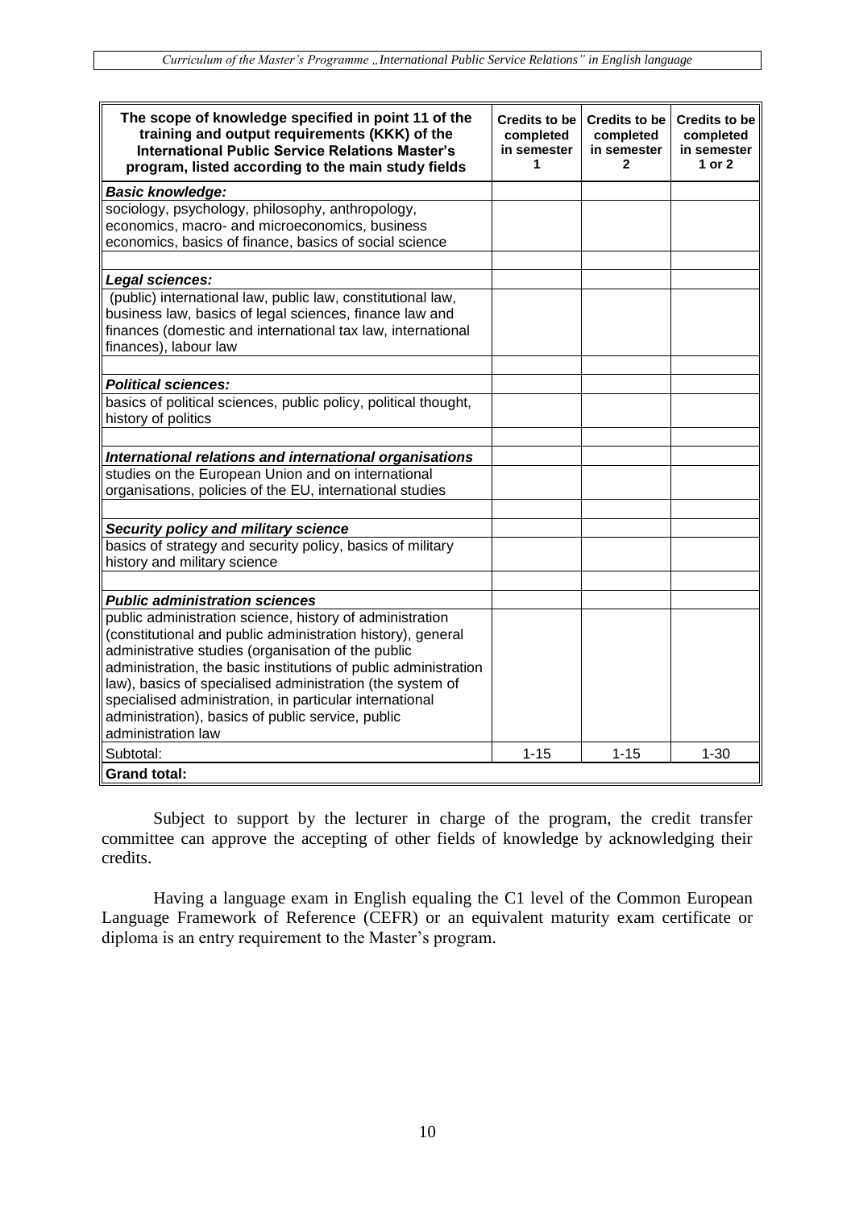| The scope of knowledge specified in point 11 of the training and output requirements (KKK) of the International Public Service Relations Master's program, listed according to the main study fields | Credits to be completed in semester 1 | Credits to be completed in semester 2 | Credits to be completed in semester 1 or 2 |
|---|---|---|---|
| ***Basic knowledge:*** | | | |
| sociology, psychology, philosophy, anthropology, economics, macro- and microeconomics, business economics, basics of finance, basics of social science | | | |
| | | | |
| ***Legal sciences:*** | | | |
| (public) international law, public law, constitutional law, business law, basics of legal sciences, finance law and finances (domestic and international tax law, international finances), labour law | | | |
| | | | |
| ***Political sciences:*** | | | |
| basics of political sciences, public policy, political thought, history of politics | | | |
| | | | |
| ***International relations and international organisations*** | | | |
| studies on the European Union and on international organisations, policies of the EU, international studies | | | |
| | | | |
| ***Security policy and military science*** | | | |
| basics of strategy and security policy, basics of military history and military science | | | |
| | | | |
| ***Public administration sciences*** | | | |
| public administration science, history of administration (constitutional and public administration history), general administrative studies (organisation of the public administration, the basic institutions of public administration law), basics of specialised administration (the system of specialised administration, in particular international administration), basics of public service, public administration law | | | |
| Subtotal: | 1-15 | 1-15 | 1-30 |
| **Grand total:** | | | |

Subject to support by the lecturer in charge of the program, the credit transfer committee can approve the accepting of other fields of knowledge by acknowledging their credits.

Having a language exam in English equaling the C1 level of the Common European Language Framework of Reference (CEFR) or an equivalent maturity exam certificate or diploma is an entry requirement to the Master's program.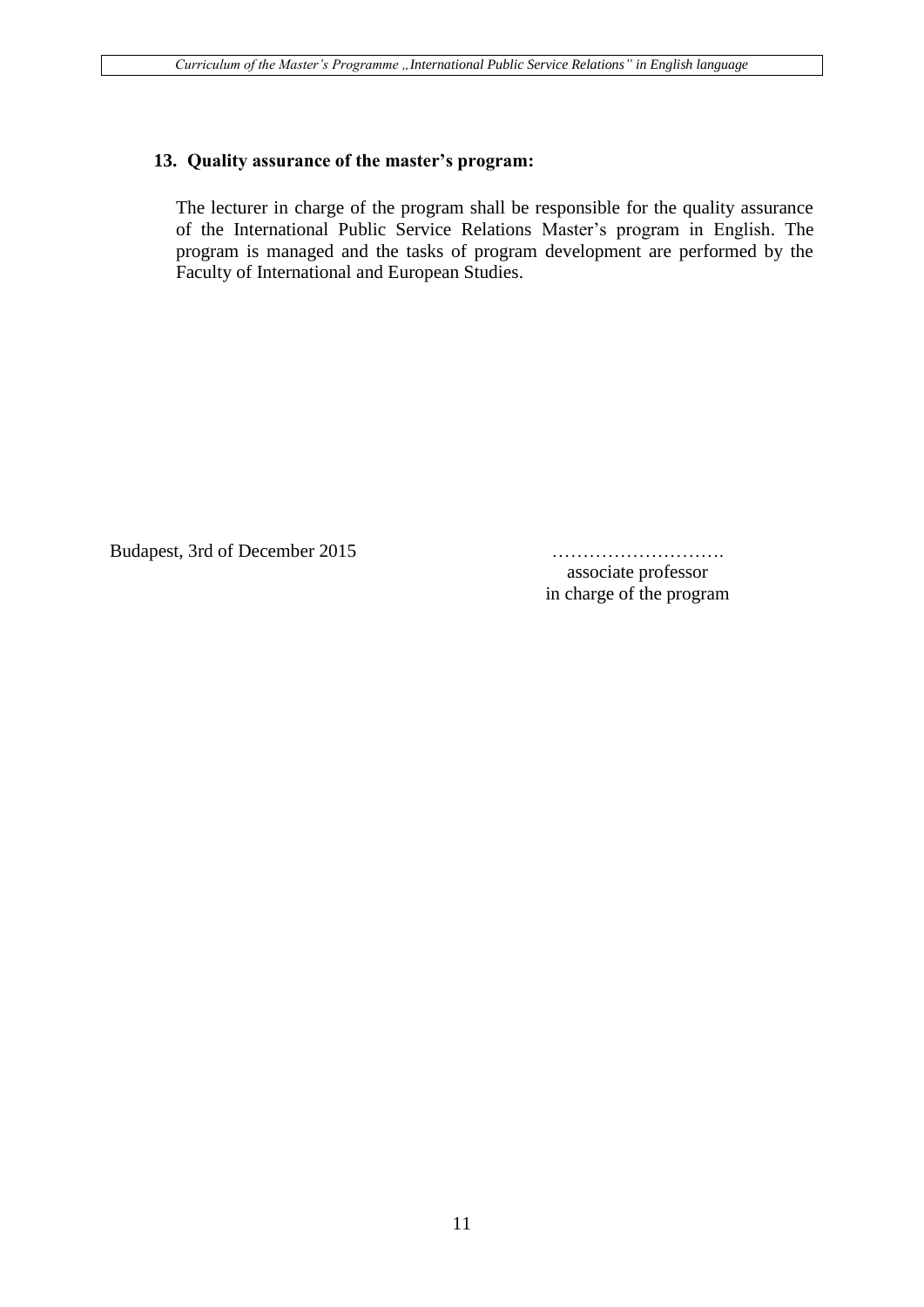## 13. Quality assurance of the master's program:

The lecturer in charge of the program shall be responsible for the quality assurance of the International Public Service Relations Master's program in English. The program is managed and the tasks of program development are performed by the Faculty of International and European Studies.

Budapest, 3rd of December 2015

……………………….
associate professor
in charge of the program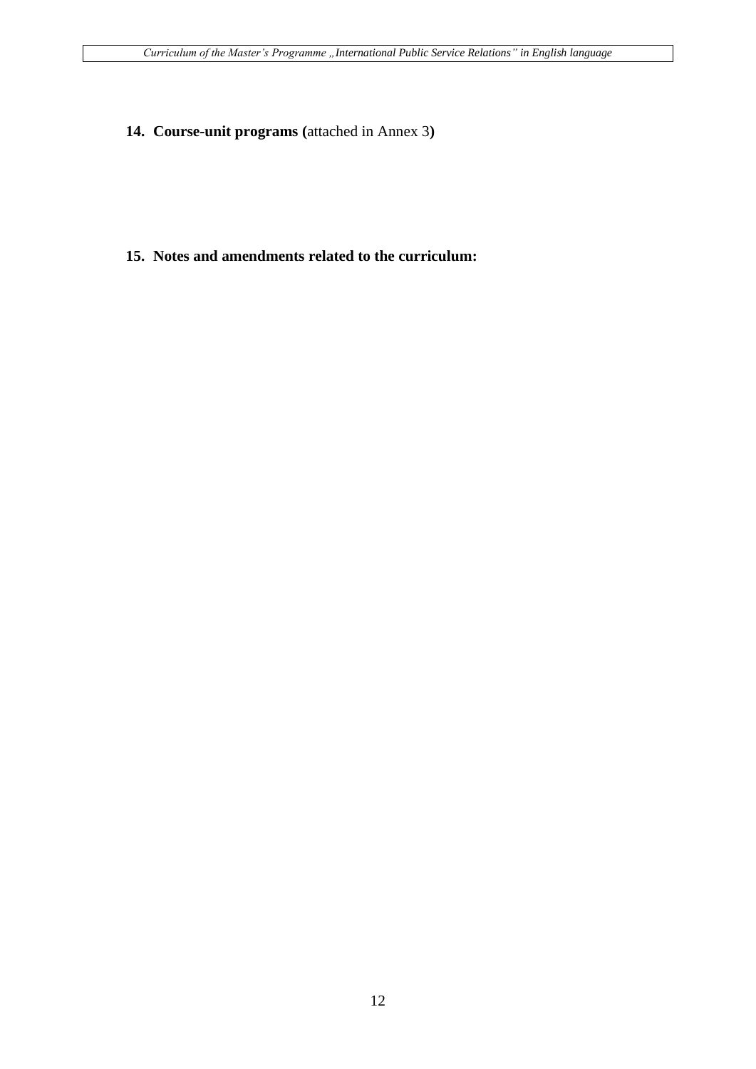14. **Course-unit programs (**attached in Annex 3**)**

15. **Notes and amendments related to the curriculum:**